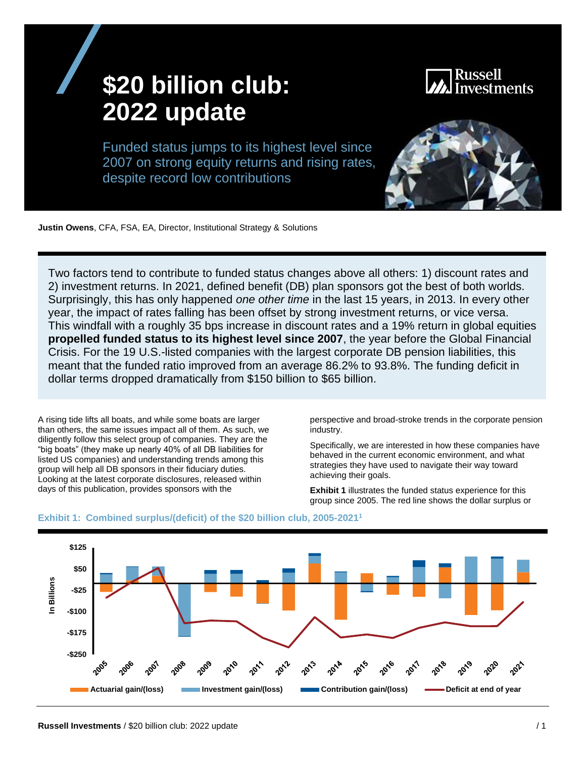# $20 billion club: 2022 update

Funded status jumps to its highest level since 2007 on strong equity returns and rising rates, despite record low contributions

**Justin Owens**, CFA, FSA, EA, Director, Institutional Strategy & Solutions

Two factors tend to contribute to funded status changes above all others: 1) discount rates and 2) investment returns. In 2021, defined benefit (DB) plan sponsors got the best of both worlds. Surprisingly, this has only happened *one other time* in the last 15 years, in 2013. In every other year, the impact of rates falling has been offset by strong investment returns, or vice versa. This windfall with a roughly 35 bps increase in discount rates and a 19% return in global equities **propelled funded status to its highest level since 2007**, the year before the Global Financial Crisis. For the 19 U.S.-listed companies with the largest corporate DB pension liabilities, this meant that the funded ratio improved from an average 86.2% to 93.8%. The funding deficit in dollar terms dropped dramatically from $150 billion to $65 billion.

A rising tide lifts all boats, and while some boats are larger than others, the same issues impact all of them. As such, we diligently follow this select group of companies. They are the "big boats" (they make up nearly 40% of all DB liabilities for listed US companies) and understanding trends among this group will help all DB sponsors in their fiduciary duties. Looking at the latest corporate disclosures, released within days of this publication, provides sponsors with the perspective and broad-stroke trends in the corporate pension industry.

Specifically, we are interested in how these companies have behaved in the current economic environment, and what strategies they have used to navigate their way toward achieving their goals.

**Exhibit 1** illustrates the funded status experience for this group since 2005. The red line shows the dollar surplus or

**Exhibit 1: Combined surplus/(deficit) of the $20 billion club, 2005-2021**[1]

In Billions: $125, $50, -$25, -$100, -$175, -$250

Years: 2005, 2006, 2007, 2008, 2009, 2010, 2011, 2012, 2013, 2014, 2015, 2016, 2017, 2018, 2019, 2020, 2021

Actuarial gain/(loss) | Investment gain/(loss) | Contribution gain/(loss) | Deficit at end of year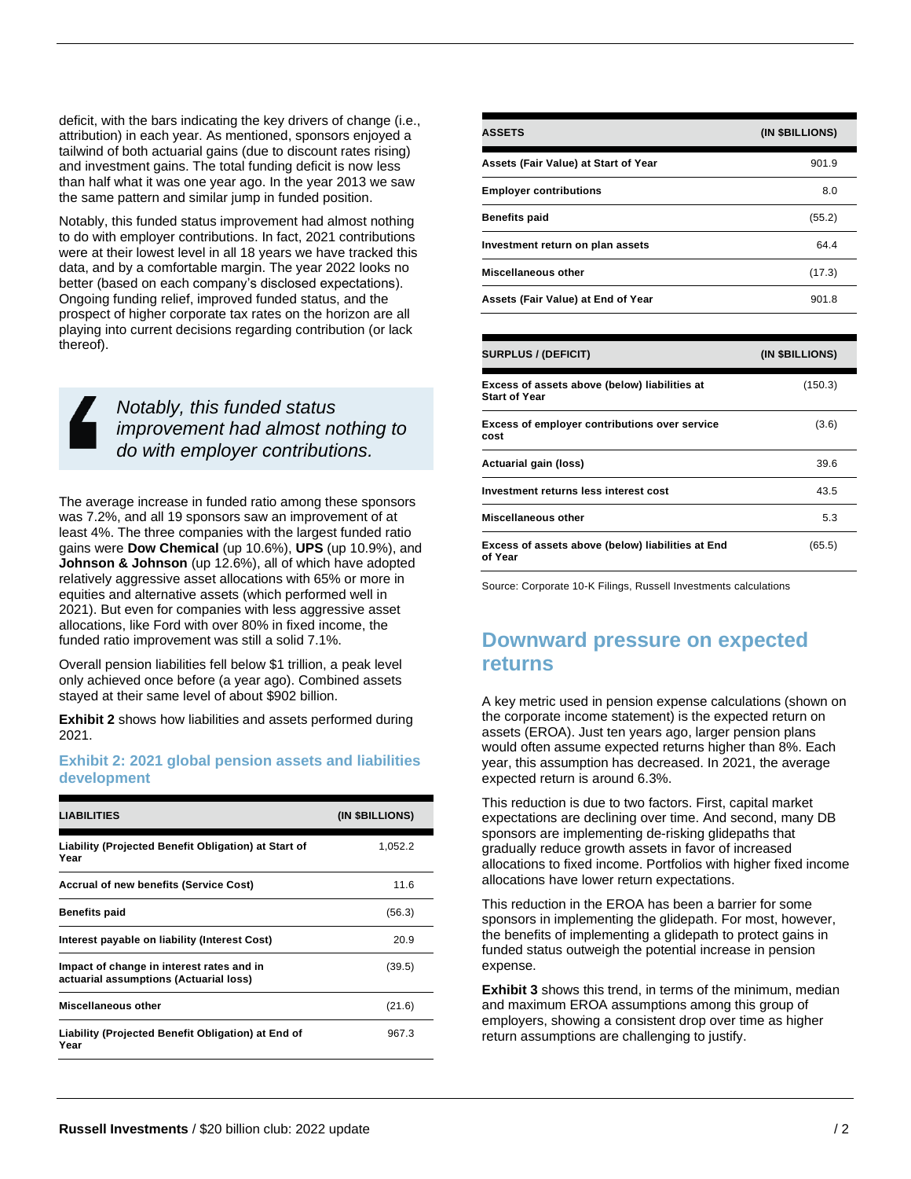deficit, with the bars indicating the key drivers of change (i.e., attribution) in each year. As mentioned, sponsors enjoyed a tailwind of both actuarial gains (due to discount rates rising) and investment gains. The total funding deficit is now less than half what it was one year ago. In the year 2013 we saw the same pattern and similar jump in funded position.

Notably, this funded status improvement had almost nothing to do with employer contributions. In fact, 2021 contributions were at their lowest level in all 18 years we have tracked this data, and by a comfortable margin. The year 2022 looks no better (based on each company's disclosed expectations). Ongoing funding relief, improved funded status, and the prospect of higher corporate tax rates on the horizon are all playing into current decisions regarding contribution (or lack thereof).

> *Notably, this funded status improvement had almost nothing to do with employer contributions.*

The average increase in funded ratio among these sponsors was 7.2%, and all 19 sponsors saw an improvement of at least 4%. The three companies with the largest funded ratio gains were **Dow Chemical** (up 10.6%), **UPS** (up 10.9%), and **Johnson & Johnson** (up 12.6%), all of which have adopted relatively aggressive asset allocations with 65% or more in equities and alternative assets (which performed well in 2021). But even for companies with less aggressive asset allocations, like Ford with over 80% in fixed income, the funded ratio improvement was still a solid 7.1%.

Overall pension liabilities fell below $1 trillion, a peak level only achieved once before (a year ago). Combined assets stayed at their same level of about $902 billion.

**Exhibit 2** shows how liabilities and assets performed during 2021.

### Exhibit 2: 2021 global pension assets and liabilities development

| LIABILITIES | (IN $BILLIONS) |
|---|---|
| Liability (Projected Benefit Obligation) at Start of Year | 1,052.2 |
| Accrual of new benefits (Service Cost) | 11.6 |
| Benefits paid | (56.3) |
| Interest payable on liability (Interest Cost) | 20.9 |
| Impact of change in interest rates and in actuarial assumptions (Actuarial loss) | (39.5) |
| Miscellaneous other | (21.6) |
| Liability (Projected Benefit Obligation) at End of Year | 967.3 |

| ASSETS | (IN $BILLIONS) |
|---|---|
| Assets (Fair Value) at Start of Year | 901.9 |
| Employer contributions | 8.0 |
| Benefits paid | (55.2) |
| Investment return on plan assets | 64.4 |
| Miscellaneous other | (17.3) |
| Assets (Fair Value) at End of Year | 901.8 |

| SURPLUS / (DEFICIT) | (IN $BILLIONS) |
|---|---|
| Excess of assets above (below) liabilities at Start of Year | (150.3) |
| Excess of employer contributions over service cost | (3.6) |
| Actuarial gain (loss) | 39.6 |
| Investment returns less interest cost | 43.5 |
| Miscellaneous other | 5.3 |
| Excess of assets above (below) liabilities at End of Year | (65.5) |

Source: Corporate 10-K Filings, Russell Investments calculations

## Downward pressure on expected returns

A key metric used in pension expense calculations (shown on the corporate income statement) is the expected return on assets (EROA). Just ten years ago, larger pension plans would often assume expected returns higher than 8%. Each year, this assumption has decreased. In 2021, the average expected return is around 6.3%.

This reduction is due to two factors. First, capital market expectations are declining over time. And second, many DB sponsors are implementing de-risking glidepaths that gradually reduce growth assets in favor of increased allocations to fixed income. Portfolios with higher fixed income allocations have lower return expectations.

This reduction in the EROA has been a barrier for some sponsors in implementing the glidepath. For most, however, the benefits of implementing a glidepath to protect gains in funded status outweigh the potential increase in pension expense.

**Exhibit 3** shows this trend, in terms of the minimum, median and maximum EROA assumptions among this group of employers, showing a consistent drop over time as higher return assumptions are challenging to justify.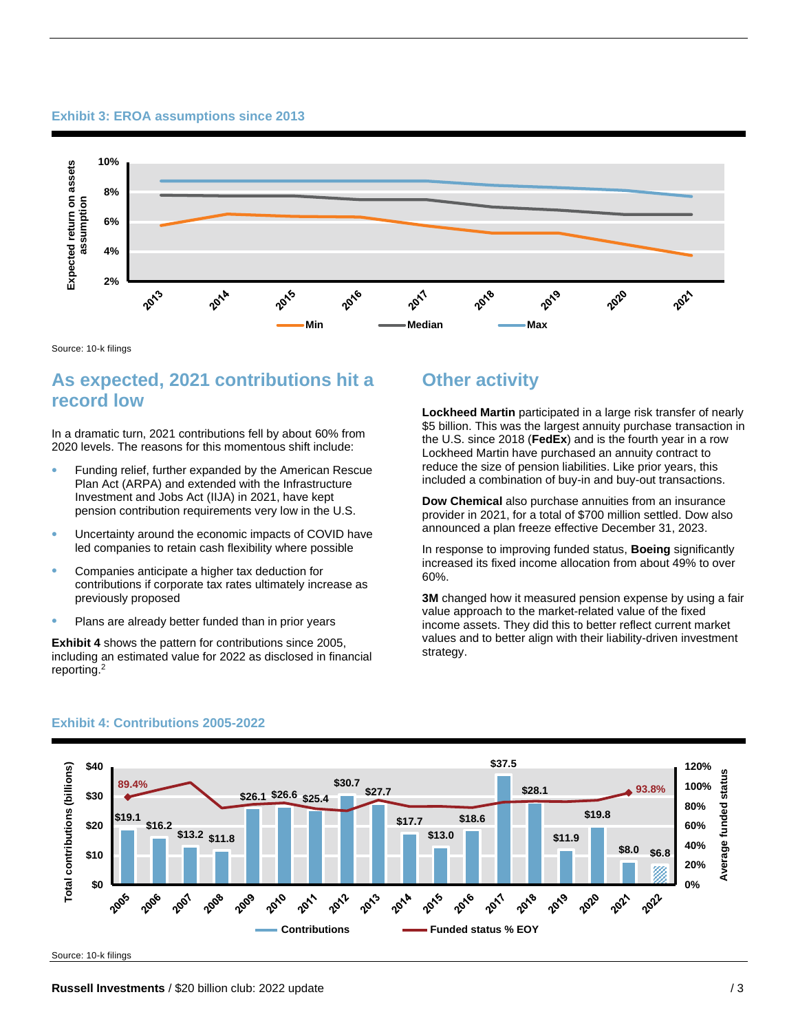### Exhibit 3: EROA assumptions since 2013

Source: 10-k filings

## As expected, 2021 contributions hit a record low

In a dramatic turn, 2021 contributions fell by about 60% from 2020 levels. The reasons for this momentous shift include:

- Funding relief, further expanded by the American Rescue Plan Act (ARPA) and extended with the Infrastructure Investment and Jobs Act (IIJA) in 2021, have kept pension contribution requirements very low in the U.S.
- Uncertainty around the economic impacts of COVID have led companies to retain cash flexibility where possible
- Companies anticipate a higher tax deduction for contributions if corporate tax rates ultimately increase as previously proposed
- Plans are already better funded than in prior years

**Exhibit 4** shows the pattern for contributions since 2005, including an estimated value for 2022 as disclosed in financial reporting.[2]

## Other activity

**Lockheed Martin** participated in a large risk transfer of nearly $5 billion. This was the largest annuity purchase transaction in the U.S. since 2018 (**FedEx**) and is the fourth year in a row Lockheed Martin have purchased an annuity contract to reduce the size of pension liabilities. Like prior years, this included a combination of buy-in and buy-out transactions.

**Dow Chemical** also purchase annuities from an insurance provider in 2021, for a total of $700 million settled. Dow also announced a plan freeze effective December 31, 2023.

In response to improving funded status, **Boeing** significantly increased its fixed income allocation from about 49% to over 60%.

**3M** changed how it measured pension expense by using a fair value approach to the market-related value of the fixed income assets. They did this to better reflect current market values and to better align with their liability-driven investment strategy.

### Exhibit 4: Contributions 2005-2022

Source: 10-k filings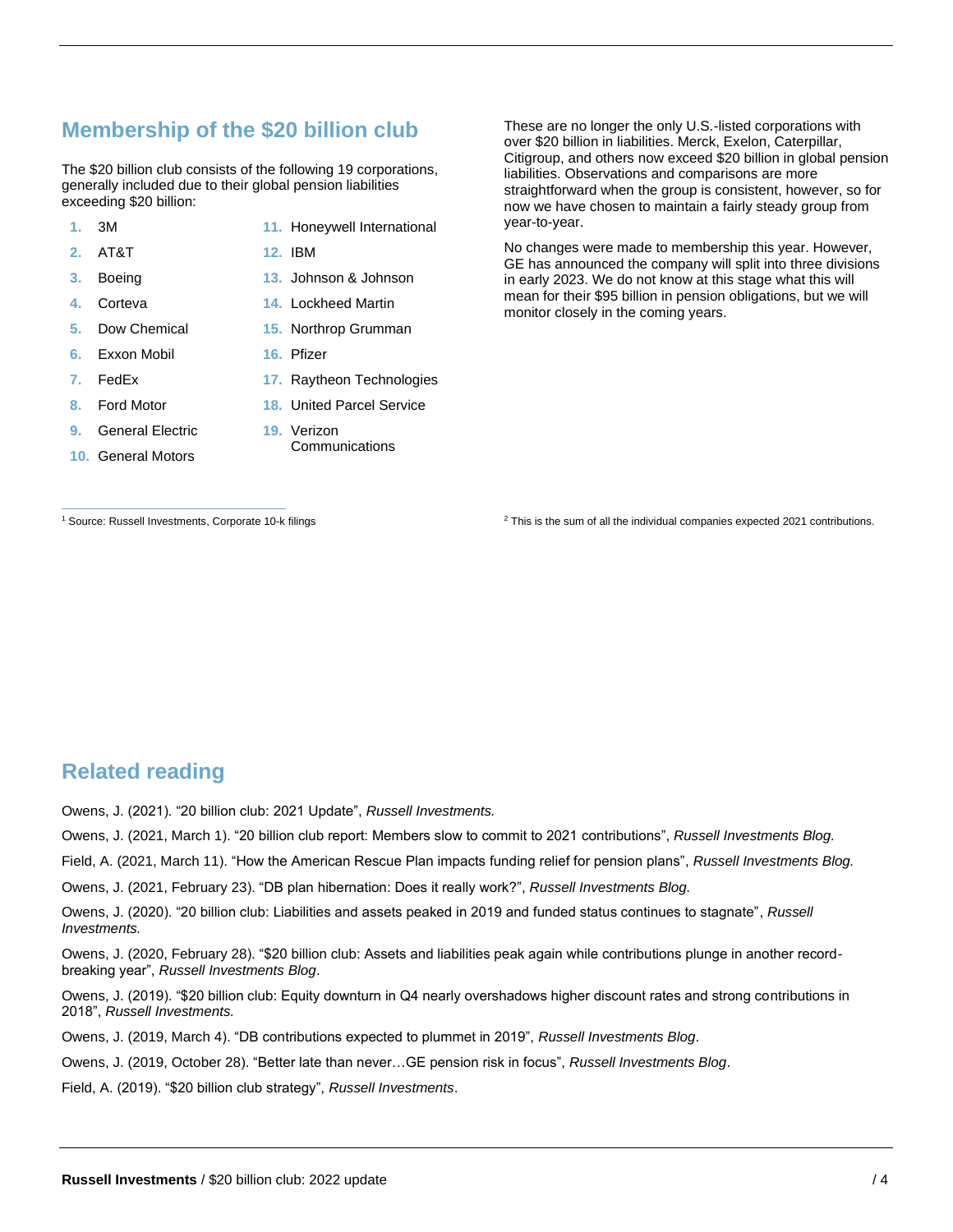## Membership of the $20 billion club

The $20 billion club consists of the following 19 corporations, generally included due to their global pension liabilities exceeding $20 billion:

1. 3M
2. AT&T
3. Boeing
4. Corteva
5. Dow Chemical
6. Exxon Mobil
7. FedEx
8. Ford Motor
9. General Electric
10. General Motors
11. Honeywell International
12. IBM
13. Johnson & Johnson
14. Lockheed Martin
15. Northrop Grumman
16. Pfizer
17. Raytheon Technologies
18. United Parcel Service
19. Verizon Communications

These are no longer the only U.S.-listed corporations with over $20 billion in liabilities. Merck, Exelon, Caterpillar, Citigroup, and others now exceed $20 billion in global pension liabilities. Observations and comparisons are more straightforward when the group is consistent, however, so for now we have chosen to maintain a fairly steady group from year-to-year.

No changes were made to membership this year. However, GE has announced the company will split into three divisions in early 2023. We do not know at this stage what this will mean for their $95 billion in pension obligations, but we will monitor closely in the coming years.

[1] Source: Russell Investments, Corporate 10-k filings

[2] This is the sum of all the individual companies expected 2021 contributions.

## Related reading

Owens, J. (2021). "20 billion club: 2021 Update", *Russell Investments.*

Owens, J. (2021, March 1). "20 billion club report: Members slow to commit to 2021 contributions", *Russell Investments Blog.*

Field, A. (2021, March 11). "How the American Rescue Plan impacts funding relief for pension plans", *Russell Investments Blog.*

Owens, J. (2021, February 23). "DB plan hibernation: Does it really work?", *Russell Investments Blog.*

Owens, J. (2020). "20 billion club: Liabilities and assets peaked in 2019 and funded status continues to stagnate", *Russell Investments.*

Owens, J. (2020, February 28). "$20 billion club: Assets and liabilities peak again while contributions plunge in another record-breaking year", *Russell Investments Blog*.

Owens, J. (2019). "$20 billion club: Equity downturn in Q4 nearly overshadows higher discount rates and strong contributions in 2018", *Russell Investments.*

Owens, J. (2019, March 4). "DB contributions expected to plummet in 2019", *Russell Investments Blog*.

Owens, J. (2019, October 28). "Better late than never…GE pension risk in focus", *Russell Investments Blog*.

Field, A. (2019). "$20 billion club strategy", *Russell Investments*.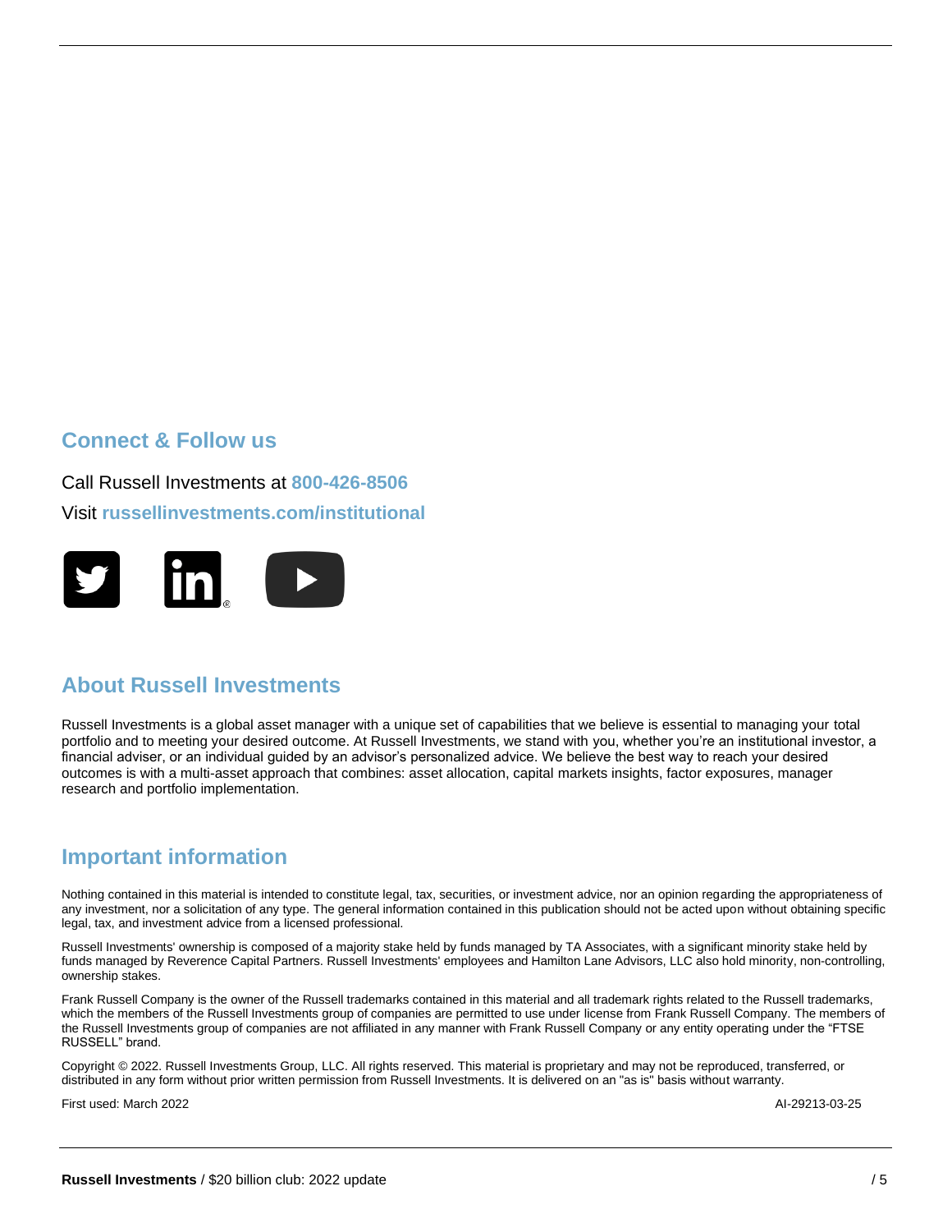## Connect & Follow us

Call Russell Investments at **800-426-8506**

Visit **russellinvestments.com/institutional**

## About Russell Investments

Russell Investments is a global asset manager with a unique set of capabilities that we believe is essential to managing your total portfolio and to meeting your desired outcome. At Russell Investments, we stand with you, whether you're an institutional investor, a financial adviser, or an individual guided by an advisor's personalized advice. We believe the best way to reach your desired outcomes is with a multi-asset approach that combines: asset allocation, capital markets insights, factor exposures, manager research and portfolio implementation.

## Important information

Nothing contained in this material is intended to constitute legal, tax, securities, or investment advice, nor an opinion regarding the appropriateness of any investment, nor a solicitation of any type. The general information contained in this publication should not be acted upon without obtaining specific legal, tax, and investment advice from a licensed professional.

Russell Investments' ownership is composed of a majority stake held by funds managed by TA Associates, with a significant minority stake held by funds managed by Reverence Capital Partners. Russell Investments' employees and Hamilton Lane Advisors, LLC also hold minority, non-controlling, ownership stakes.

Frank Russell Company is the owner of the Russell trademarks contained in this material and all trademark rights related to the Russell trademarks, which the members of the Russell Investments group of companies are permitted to use under license from Frank Russell Company. The members of the Russell Investments group of companies are not affiliated in any manner with Frank Russell Company or any entity operating under the "FTSE RUSSELL" brand.

Copyright © 2022. Russell Investments Group, LLC. All rights reserved. This material is proprietary and may not be reproduced, transferred, or distributed in any form without prior written permission from Russell Investments. It is delivered on an "as is" basis without warranty.

First used: March 2022

AI-29213-03-25